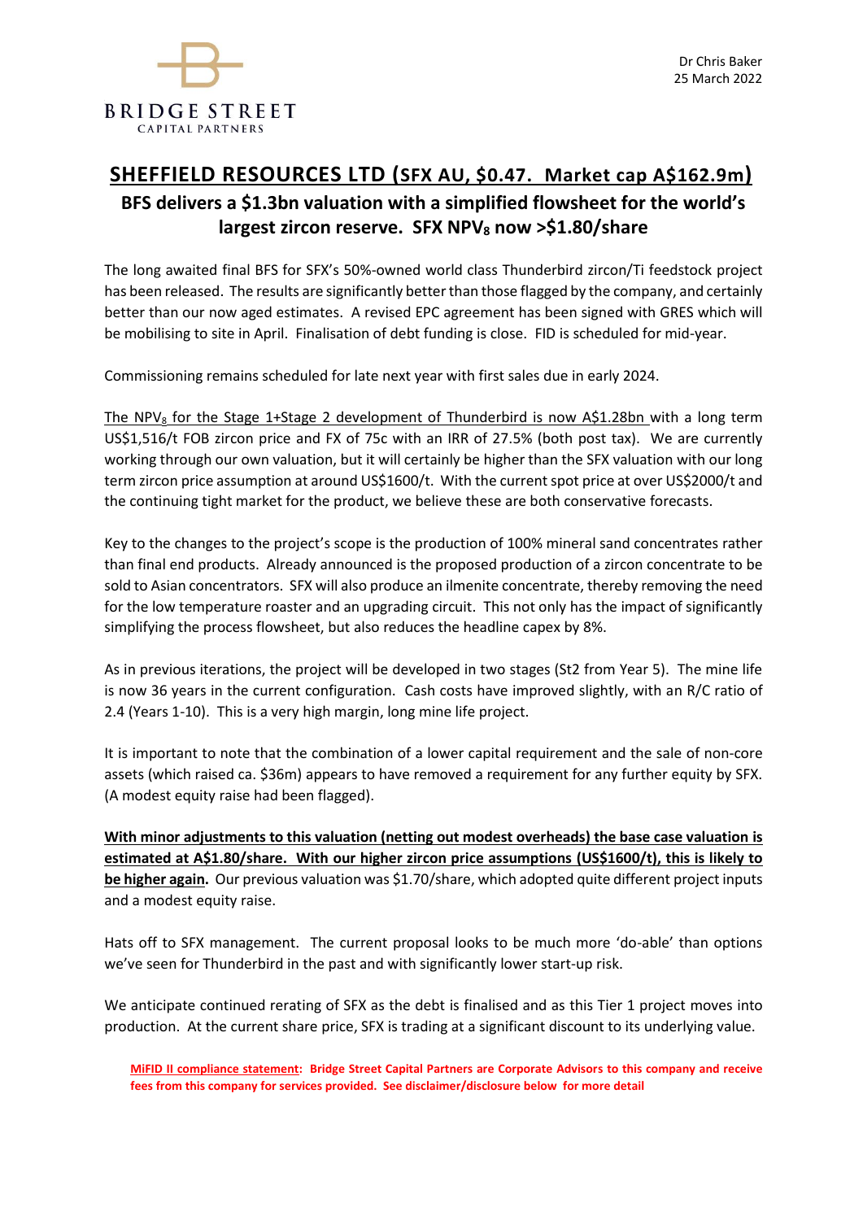BRIDGE STREET
CAPITAL PARTNERS

Dr Chris Baker
25 March 2022

# SHEFFIELD RESOURCES LTD (SFX AU, \$0.47. Market cap A\$162.9m)

## BFS delivers a \$1.3bn valuation with a simplified flowsheet for the world's largest zircon reserve. SFX NPV$_8$ now >\$1.80/share

The long awaited final BFS for SFX's 50%-owned world class Thunderbird zircon/Ti feedstock project has been released. The results are significantly better than those flagged by the company, and certainly better than our now aged estimates. A revised EPC agreement has been signed with GRES which will be mobilising to site in April. Finalisation of debt funding is close. FID is scheduled for mid-year.

Commissioning remains scheduled for late next year with first sales due in early 2024.

The NPV$_8$ for the Stage 1+Stage 2 development of Thunderbird is now A\$1.28bn with a long term US\$1,516/t FOB zircon price and FX of 75c with an IRR of 27.5% (both post tax). We are currently working through our own valuation, but it will certainly be higher than the SFX valuation with our long term zircon price assumption at around US\$1600/t. With the current spot price at over US\$2000/t and the continuing tight market for the product, we believe these are both conservative forecasts.

Key to the changes to the project's scope is the production of 100% mineral sand concentrates rather than final end products. Already announced is the proposed production of a zircon concentrate to be sold to Asian concentrators. SFX will also produce an ilmenite concentrate, thereby removing the need for the low temperature roaster and an upgrading circuit. This not only has the impact of significantly simplifying the process flowsheet, but also reduces the headline capex by 8%.

As in previous iterations, the project will be developed in two stages (St2 from Year 5). The mine life is now 36 years in the current configuration. Cash costs have improved slightly, with an R/C ratio of 2.4 (Years 1-10). This is a very high margin, long mine life project.

It is important to note that the combination of a lower capital requirement and the sale of non-core assets (which raised ca. \$36m) appears to have removed a requirement for any further equity by SFX. (A modest equity raise had been flagged).

**With minor adjustments to this valuation (netting out modest overheads) the base case valuation is estimated at A\$1.80/share. With our higher zircon price assumptions (US\$1600/t), this is likely to be higher again.** Our previous valuation was \$1.70/share, which adopted quite different project inputs and a modest equity raise.

Hats off to SFX management. The current proposal looks to be much more 'do-able' than options we've seen for Thunderbird in the past and with significantly lower start-up risk.

We anticipate continued rerating of SFX as the debt is finalised and as this Tier 1 project moves into production. At the current share price, SFX is trading at a significant discount to its underlying value.

**MiFID II compliance statement: Bridge Street Capital Partners are Corporate Advisors to this company and receive fees from this company for services provided. See disclaimer/disclosure below for more detail**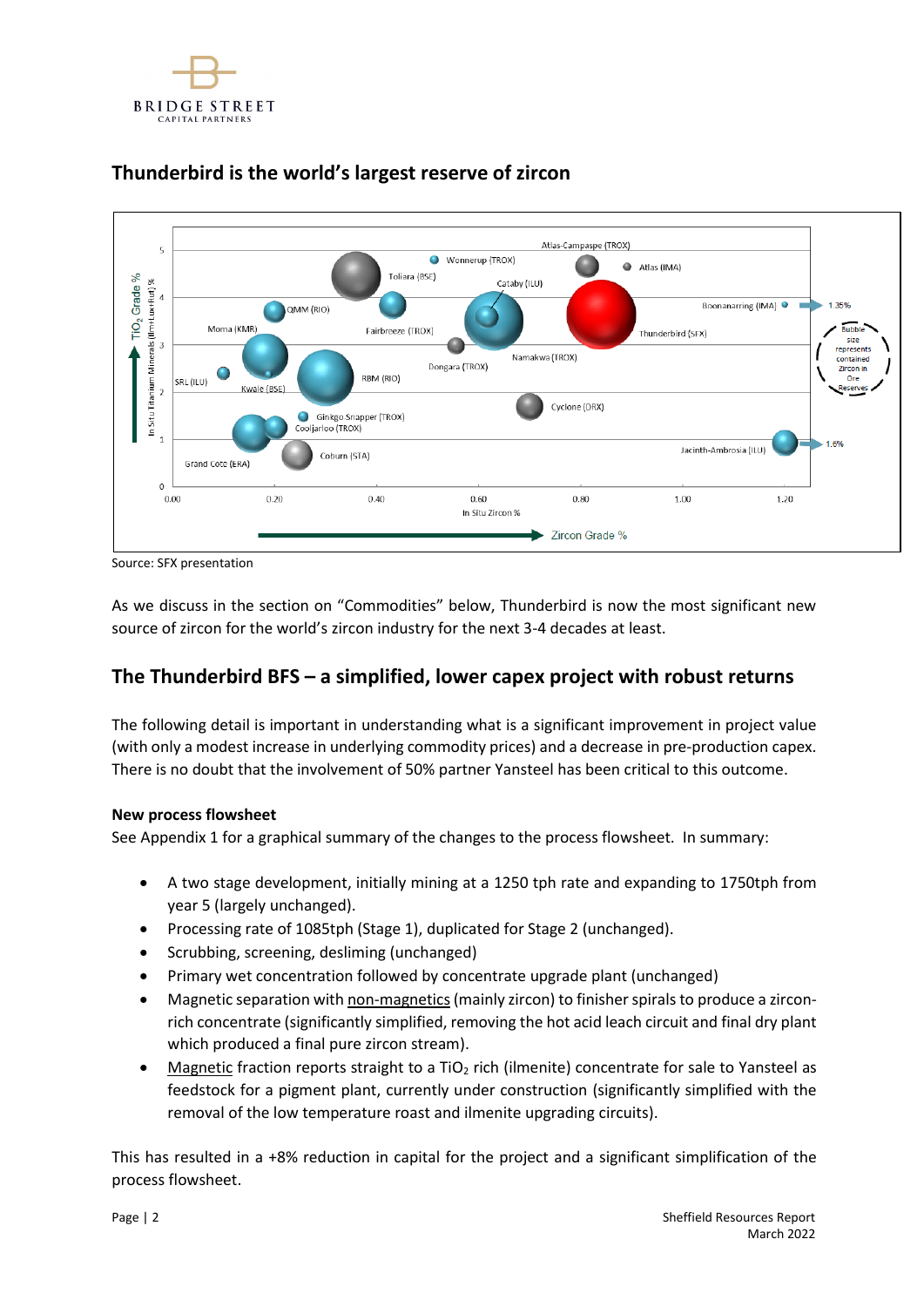## Thunderbird is the world's largest reserve of zircon

Source: SFX presentation

As we discuss in the section on "Commodities" below, Thunderbird is now the most significant new source of zircon for the world's zircon industry for the next 3-4 decades at least.

## The Thunderbird BFS – a simplified, lower capex project with robust returns

The following detail is important in understanding what is a significant improvement in project value (with only a modest increase in underlying commodity prices) and a decrease in pre-production capex. There is no doubt that the involvement of 50% partner Yansteel has been critical to this outcome.

**New process flowsheet**

See Appendix 1 for a graphical summary of the changes to the process flowsheet. In summary:

- A two stage development, initially mining at a 1250 tph rate and expanding to 1750tph from year 5 (largely unchanged).
- Processing rate of 1085tph (Stage 1), duplicated for Stage 2 (unchanged).
- Scrubbing, screening, desliming (unchanged)
- Primary wet concentration followed by concentrate upgrade plant (unchanged)
- Magnetic separation with non-magnetics (mainly zircon) to finisher spirals to produce a zircon-rich concentrate (significantly simplified, removing the hot acid leach circuit and final dry plant which produced a final pure zircon stream).
- Magnetic fraction reports straight to a $TiO_2$ rich (ilmenite) concentrate for sale to Yansteel as feedstock for a pigment plant, currently under construction (significantly simplified with the removal of the low temperature roast and ilmenite upgrading circuits).

This has resulted in a +8% reduction in capital for the project and a significant simplification of the process flowsheet.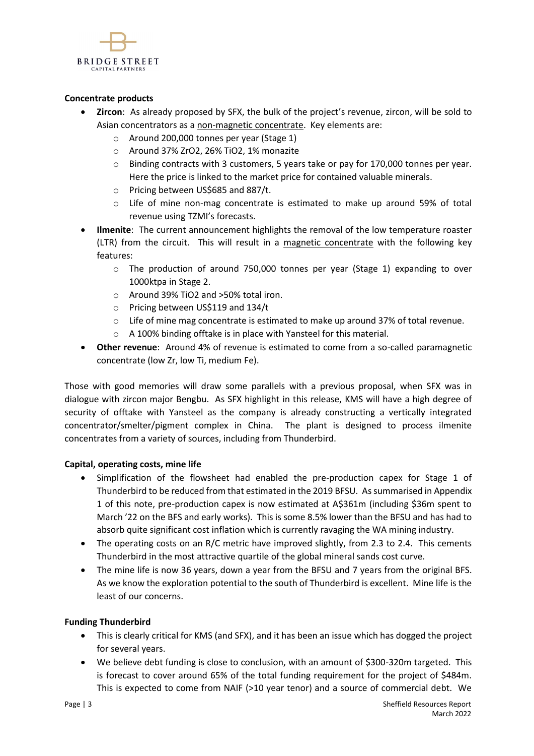**Concentrate products**

- **Zircon**: As already proposed by SFX, the bulk of the project's revenue, zircon, will be sold to Asian concentrators as a non-magnetic concentrate. Key elements are:
  - Around 200,000 tonnes per year (Stage 1)
  - Around 37% $ZrO_2$, 26% $TiO_2$, 1% monazite
  - Binding contracts with 3 customers, 5 years take or pay for 170,000 tonnes per year. Here the price is linked to the market price for contained valuable minerals.
  - Pricing between US$685 and 887/t.
  - Life of mine non-mag concentrate is estimated to make up around 59% of total revenue using TZMI's forecasts.
- **Ilmenite**: The current announcement highlights the removal of the low temperature roaster (LTR) from the circuit. This will result in a magnetic concentrate with the following key features:
  - The production of around 750,000 tonnes per year (Stage 1) expanding to over 1000ktpa in Stage 2.
  - Around 39% $TiO_2$ and >50% total iron.
  - Pricing between US$119 and 134/t
  - Life of mine mag concentrate is estimated to make up around 37% of total revenue.
  - A 100% binding offtake is in place with Yansteel for this material.
- **Other revenue**: Around 4% of revenue is estimated to come from a so-called paramagnetic concentrate (low Zr, low Ti, medium Fe).

Those with good memories will draw some parallels with a previous proposal, when SFX was in dialogue with zircon major Bengbu. As SFX highlight in this release, KMS will have a high degree of security of offtake with Yansteel as the company is already constructing a vertically integrated concentrator/smelter/pigment complex in China. The plant is designed to process ilmenite concentrates from a variety of sources, including from Thunderbird.

**Capital, operating costs, mine life**

- Simplification of the flowsheet had enabled the pre-production capex for Stage 1 of Thunderbird to be reduced from that estimated in the 2019 BFSU. As summarised in Appendix 1 of this note, pre-production capex is now estimated at A$361m (including $36m spent to March '22 on the BFS and early works). This is some 8.5% lower than the BFSU and has had to absorb quite significant cost inflation which is currently ravaging the WA mining industry.
- The operating costs on an R/C metric have improved slightly, from 2.3 to 2.4. This cements Thunderbird in the most attractive quartile of the global mineral sands cost curve.
- The mine life is now 36 years, down a year from the BFSU and 7 years from the original BFS. As we know the exploration potential to the south of Thunderbird is excellent. Mine life is the least of our concerns.

**Funding Thunderbird**

- This is clearly critical for KMS (and SFX), and it has been an issue which has dogged the project for several years.
- We believe debt funding is close to conclusion, with an amount of $300-320m targeted. This is forecast to cover around 65% of the total funding requirement for the project of $484m. This is expected to come from NAIF (>10 year tenor) and a source of commercial debt. We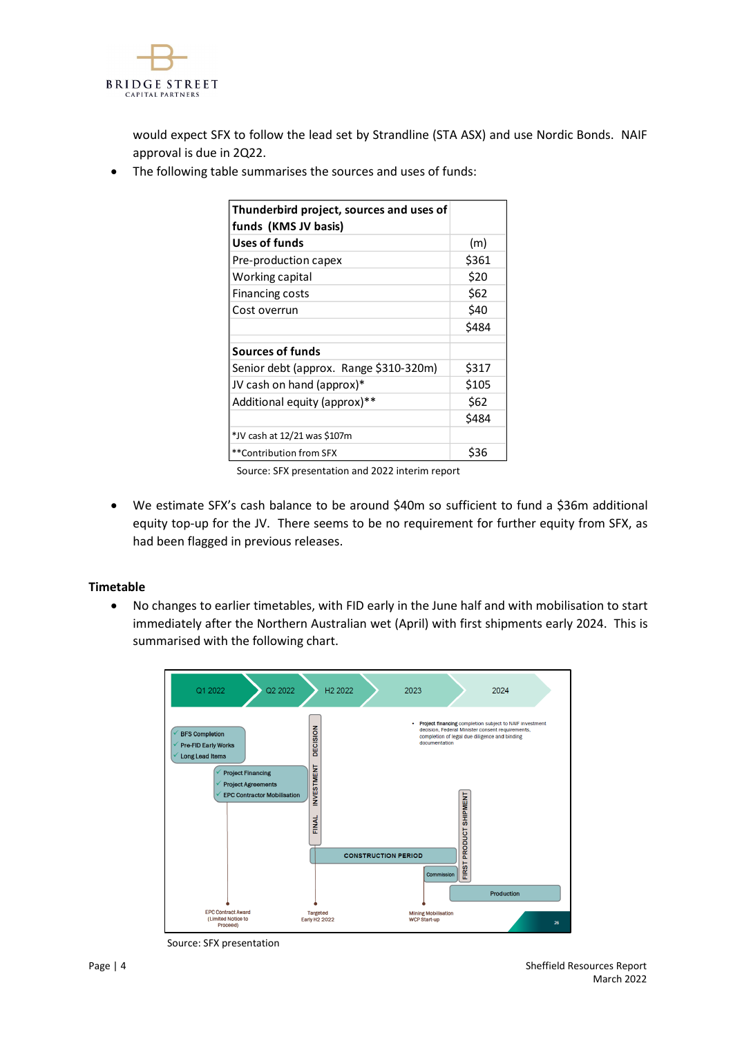would expect SFX to follow the lead set by Strandline (STA ASX) and use Nordic Bonds. NAIF approval is due in 2Q22.

- The following table summarises the sources and uses of funds:

| Thunderbird project, sources and uses of funds (KMS JV basis) | |
|---|---|
| **Uses of funds** | (m) |
| Pre-production capex | $361 |
| Working capital | $20 |
| Financing costs | $62 |
| Cost overrun | $40 |
| | $484 |
| | |
| **Sources of funds** | |
| Senior debt (approx. Range $310-320m) | $317 |
| JV cash on hand (approx)* | $105 |
| Additional equity (approx)** | $62 |
| | $484 |
| *JV cash at 12/21 was $107m | |
| **Contribution from SFX | $36 |

Source: SFX presentation and 2022 interim report

- We estimate SFX's cash balance to be around $40m so sufficient to fund a $36m additional equity top-up for the JV. There seems to be no requirement for further equity from SFX, as had been flagged in previous releases.

### Timetable

- No changes to earlier timetables, with FID early in the June half and with mobilisation to start immediately after the Northern Australian wet (April) with first shipments early 2024. This is summarised with the following chart.

Source: SFX presentation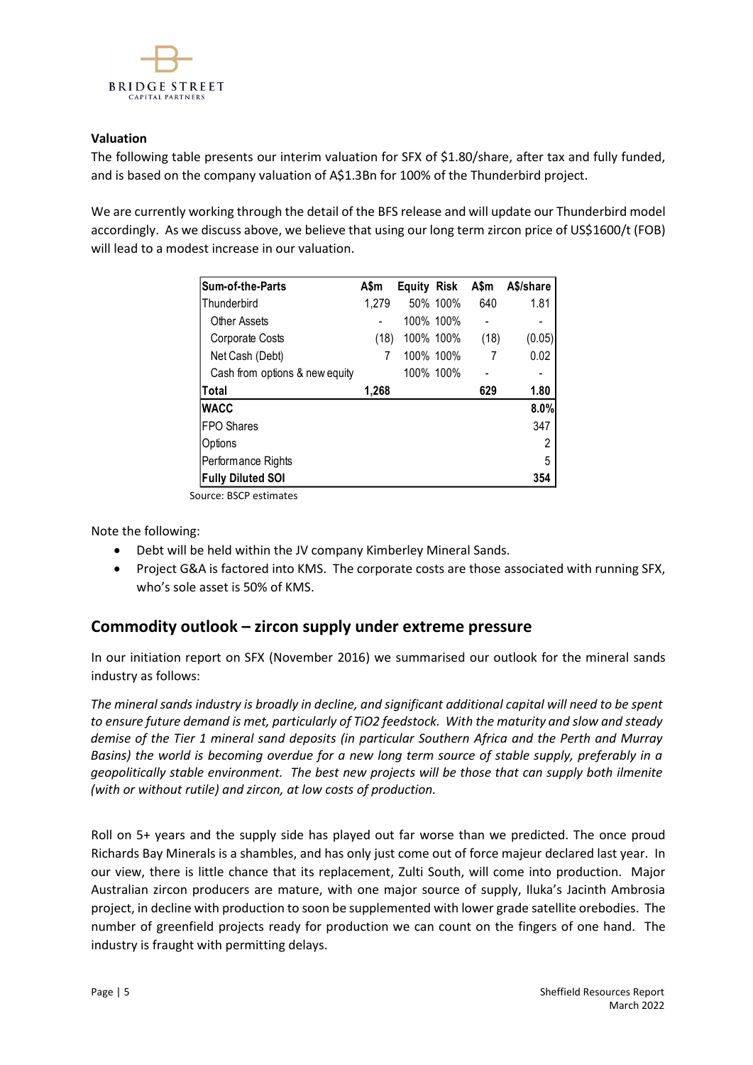**Valuation**

The following table presents our interim valuation for SFX of \$1.80/share, after tax and fully funded, and is based on the company valuation of A\$1.3Bn for 100% of the Thunderbird project.

We are currently working through the detail of the BFS release and will update our Thunderbird model accordingly. As we discuss above, we believe that using our long term zircon price of US\$1600/t (FOB) will lead to a modest increase in our valuation.

| Sum-of-the-Parts | A\$m | Equity | Risk | A\$m | A\$/share |
|---|---|---|---|---|---|
| Thunderbird | 1,279 | 50% | 100% | 640 | 1.81 |
| Other Assets | - | 100% | 100% | - | - |
| Corporate Costs | (18) | 100% | 100% | (18) | (0.05) |
| Net Cash (Debt) | 7 | 100% | 100% | 7 | 0.02 |
| Cash from options & new equity | | 100% | 100% | - | - |
| **Total** | **1,268** | | | **629** | **1.80** |
| **WACC** | | | | | **8.0%** |
| FPO Shares | | | | | 347 |
| Options | | | | | 2 |
| Performance Rights | | | | | 5 |
| **Fully Diluted SOI** | | | | | **354** |

Source: BSCP estimates

Note the following:

- Debt will be held within the JV company Kimberley Mineral Sands.
- Project G&A is factored into KMS. The corporate costs are those associated with running SFX, who's sole asset is 50% of KMS.

## Commodity outlook – zircon supply under extreme pressure

In our initiation report on SFX (November 2016) we summarised our outlook for the mineral sands industry as follows:

*The mineral sands industry is broadly in decline, and significant additional capital will need to be spent to ensure future demand is met, particularly of TiO2 feedstock. With the maturity and slow and steady demise of the Tier 1 mineral sand deposits (in particular Southern Africa and the Perth and Murray Basins) the world is becoming overdue for a new long term source of stable supply, preferably in a geopolitically stable environment. The best new projects will be those that can supply both ilmenite (with or without rutile) and zircon, at low costs of production.*

Roll on 5+ years and the supply side has played out far worse than we predicted. The once proud Richards Bay Minerals is a shambles, and has only just come out of force majeur declared last year. In our view, there is little chance that its replacement, Zulti South, will come into production. Major Australian zircon producers are mature, with one major source of supply, Iluka's Jacinth Ambrosia project, in decline with production to soon be supplemented with lower grade satellite orebodies. The number of greenfield projects ready for production we can count on the fingers of one hand. The industry is fraught with permitting delays.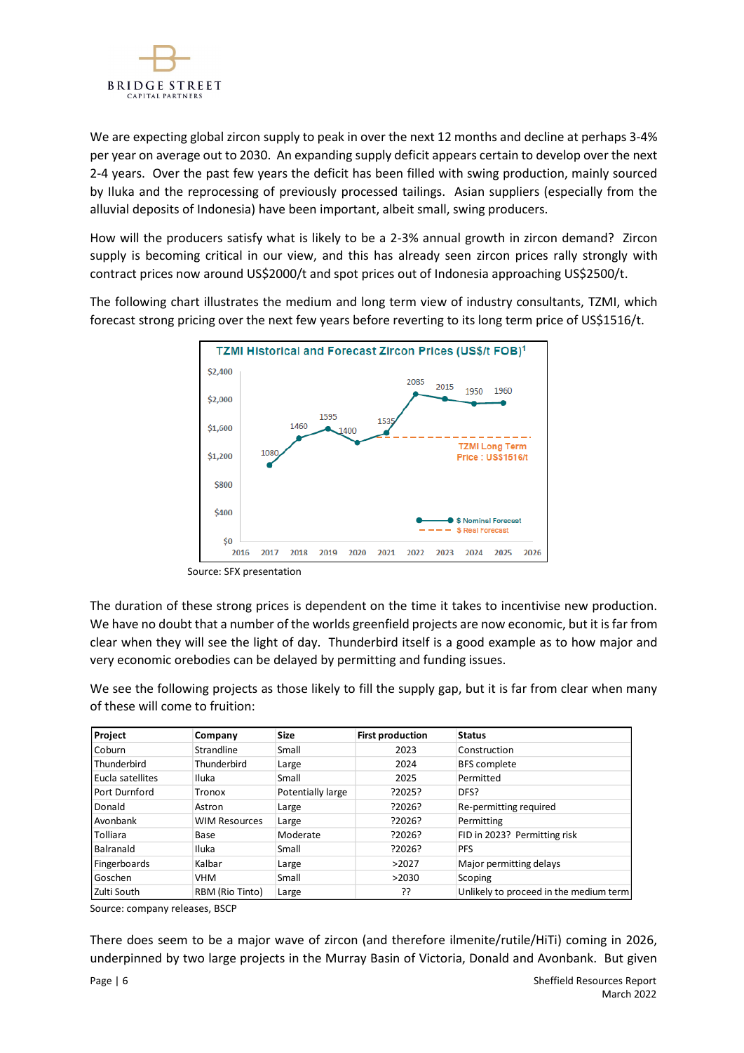We are expecting global zircon supply to peak in over the next 12 months and decline at perhaps 3-4% per year on average out to 2030. An expanding supply deficit appears certain to develop over the next 2-4 years. Over the past few years the deficit has been filled with swing production, mainly sourced by Iluka and the reprocessing of previously processed tailings. Asian suppliers (especially from the alluvial deposits of Indonesia) have been important, albeit small, swing producers.

How will the producers satisfy what is likely to be a 2-3% annual growth in zircon demand? Zircon supply is becoming critical in our view, and this has already seen zircon prices rally strongly with contract prices now around US$2000/t and spot prices out of Indonesia approaching US$2500/t.

The following chart illustrates the medium and long term view of industry consultants, TZMI, which forecast strong pricing over the next few years before reverting to its long term price of US$1516/t.

**TZMI Historical and Forecast Zircon Prices (US$/t FOB)[1]**

| Year | $ Nominal Forecast |
|---|---|
| 2017 | 1080 |
| 2018 | 1460 |
| 2019 | 1595 |
| 2020 | 1400 |
| 2021 | 1535 |
| 2022 | 2085 |
| 2023 | 2015 |
| 2024 | 1950 |
| 2025 | 1960 |

TZMI Long Term Price : US$1516/t ($ Real Forecast)

Source: SFX presentation

The duration of these strong prices is dependent on the time it takes to incentivise new production. We have no doubt that a number of the worlds greenfield projects are now economic, but it is far from clear when they will see the light of day. Thunderbird itself is a good example as to how major and very economic orebodies can be delayed by permitting and funding issues.

We see the following projects as those likely to fill the supply gap, but it is far from clear when many of these will come to fruition:

| Project | Company | Size | First production | Status |
|---|---|---|---|---|
| Coburn | Strandline | Small | 2023 | Construction |
| Thunderbird | Thunderbird | Large | 2024 | BFS complete |
| Eucla satellites | Iluka | Small | 2025 | Permitted |
| Port Durnford | Tronox | Potentially large | ?2025? | DFS? |
| Donald | Astron | Large | ?2026? | Re-permitting required |
| Avonbank | WIM Resources | Large | ?2026? | Permitting |
| Tolliara | Base | Moderate | ?2026? | FID in 2023? Permitting risk |
| Balranald | Iluka | Small | ?2026? | PFS |
| Fingerboards | Kalbar | Large | >2027 | Major permitting delays |
| Goschen | VHM | Small | >2030 | Scoping |
| Zulti South | RBM (Rio Tinto) | Large | ?? | Unlikely to proceed in the medium term |

Source: company releases, BSCP

There does seem to be a major wave of zircon (and therefore ilmenite/rutile/HiTi) coming in 2026, underpinned by two large projects in the Murray Basin of Victoria, Donald and Avonbank. But given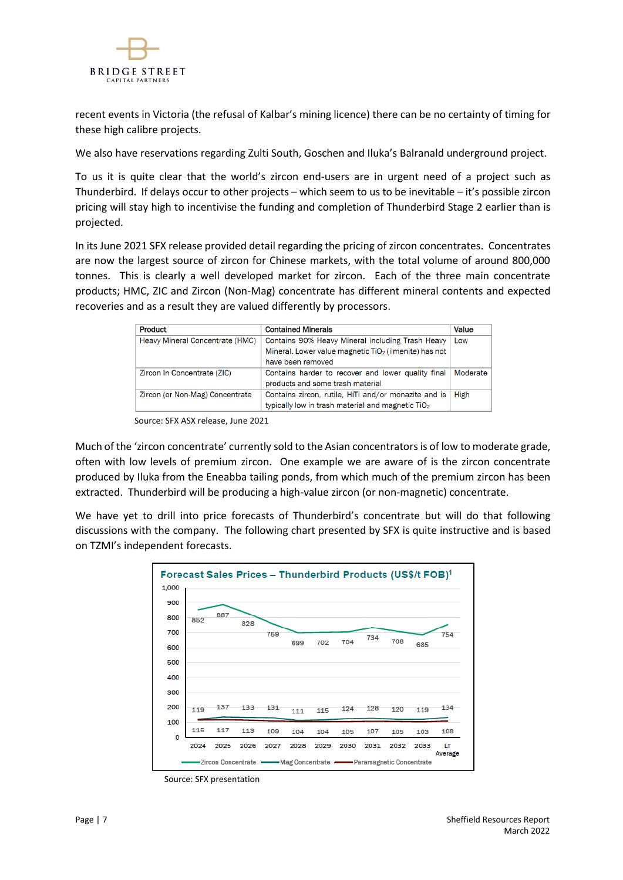recent events in Victoria (the refusal of Kalbar's mining licence) there can be no certainty of timing for these high calibre projects.

We also have reservations regarding Zulti South, Goschen and Iluka's Balranald underground project.

To us it is quite clear that the world's zircon end-users are in urgent need of a project such as Thunderbird. If delays occur to other projects – which seem to us to be inevitable – it's possible zircon pricing will stay high to incentivise the funding and completion of Thunderbird Stage 2 earlier than is projected.

In its June 2021 SFX release provided detail regarding the pricing of zircon concentrates. Concentrates are now the largest source of zircon for Chinese markets, with the total volume of around 800,000 tonnes. This is clearly a well developed market for zircon. Each of the three main concentrate products; HMC, ZIC and Zircon (Non-Mag) concentrate has different mineral contents and expected recoveries and as a result they are valued differently by processors.

| Product | Contained Minerals | Value |
|---|---|---|
| Heavy Mineral Concentrate (HMC) | Contains 90% Heavy Mineral including Trash Heavy Mineral. Lower value magnetic $TiO_2$ (ilmenite) has not have been removed | Low |
| Zircon In Concentrate (ZIC) | Contains harder to recover and lower quality final products and some trash material | Moderate |
| Zircon (or Non-Mag) Concentrate | Contains zircon, rutile, HiTi and/or monazite and is typically low in trash material and magnetic $TiO_2$ | High |

Source: SFX ASX release, June 2021

Much of the 'zircon concentrate' currently sold to the Asian concentrators is of low to moderate grade, often with low levels of premium zircon. One example we are aware of is the zircon concentrate produced by Iluka from the Eneabba tailing ponds, from which much of the premium zircon has been extracted. Thunderbird will be producing a high-value zircon (or non-magnetic) concentrate.

We have yet to drill into price forecasts of Thunderbird's concentrate but will do that following discussions with the company. The following chart presented by SFX is quite instructive and is based on TZMI's independent forecasts.

**Forecast Sales Prices – Thunderbird Products (US$/t FOB)[1]**

| | 2024 | 2025 | 2026 | 2027 | 2028 | 2029 | 2030 | 2031 | 2032 | 2033 | LT Average |
|---|---|---|---|---|---|---|---|---|---|---|---|
| Zircon Concentrate | 852 | 887 | 828 | 759 | 699 | 702 | 704 | 734 | 708 | 685 | 754 |
| Mag Concentrate | 119 | 137 | 133 | 131 | 111 | 115 | 124 | 128 | 120 | 119 | 134 |
| Paramagnetic Concentrate | 115 | 117 | 113 | 109 | 104 | 104 | 105 | 107 | 105 | 103 | 108 |

Source: SFX presentation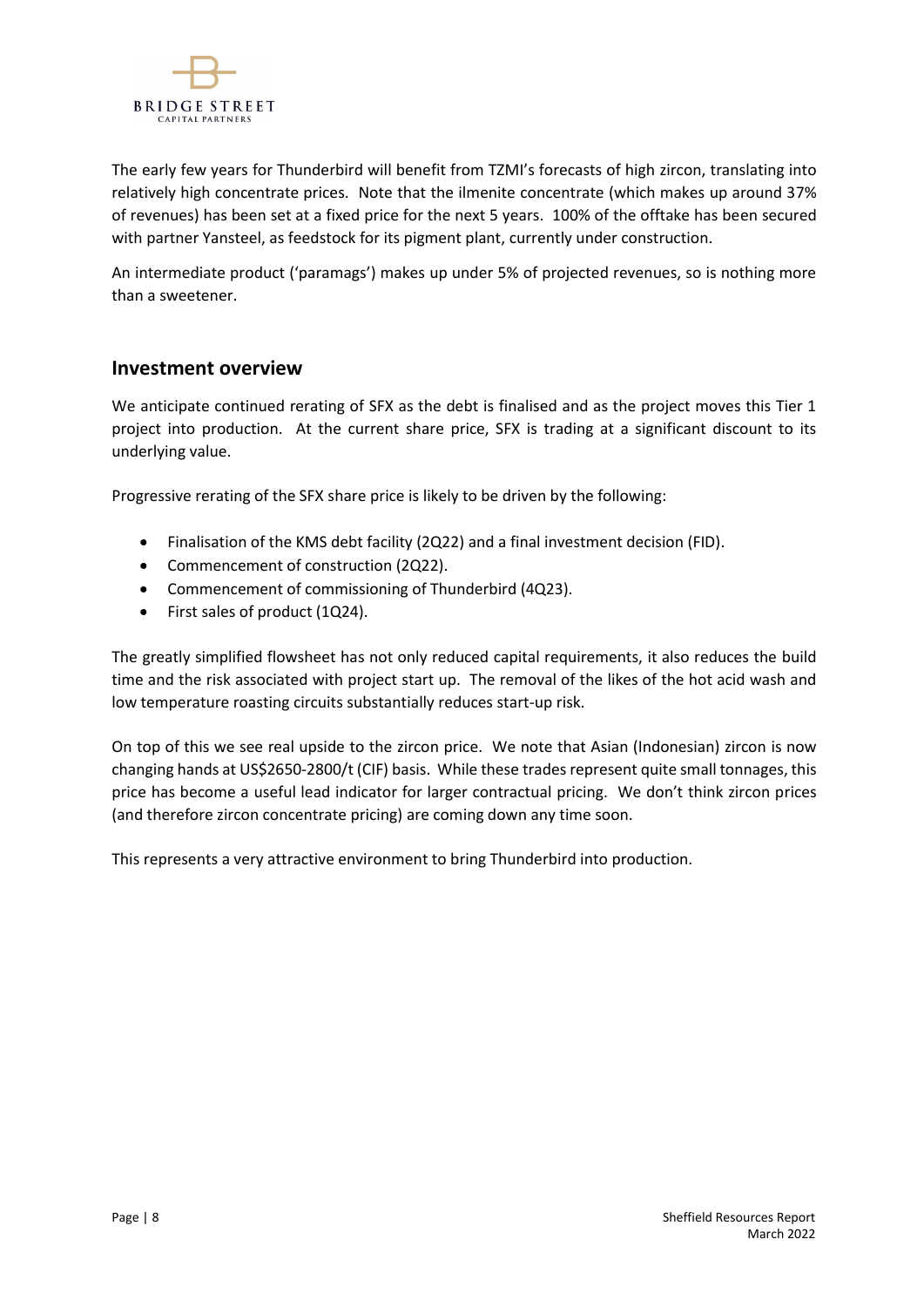The early few years for Thunderbird will benefit from TZMI's forecasts of high zircon, translating into relatively high concentrate prices. Note that the ilmenite concentrate (which makes up around 37% of revenues) has been set at a fixed price for the next 5 years. 100% of the offtake has been secured with partner Yansteel, as feedstock for its pigment plant, currently under construction.

An intermediate product ('paramags') makes up under 5% of projected revenues, so is nothing more than a sweetener.

## Investment overview

We anticipate continued rerating of SFX as the debt is finalised and as the project moves this Tier 1 project into production. At the current share price, SFX is trading at a significant discount to its underlying value.

Progressive rerating of the SFX share price is likely to be driven by the following:

- Finalisation of the KMS debt facility (2Q22) and a final investment decision (FID).
- Commencement of construction (2Q22).
- Commencement of commissioning of Thunderbird (4Q23).
- First sales of product (1Q24).

The greatly simplified flowsheet has not only reduced capital requirements, it also reduces the build time and the risk associated with project start up. The removal of the likes of the hot acid wash and low temperature roasting circuits substantially reduces start-up risk.

On top of this we see real upside to the zircon price. We note that Asian (Indonesian) zircon is now changing hands at US$2650-2800/t (CIF) basis. While these trades represent quite small tonnages, this price has become a useful lead indicator for larger contractual pricing. We don't think zircon prices (and therefore zircon concentrate pricing) are coming down any time soon.

This represents a very attractive environment to bring Thunderbird into production.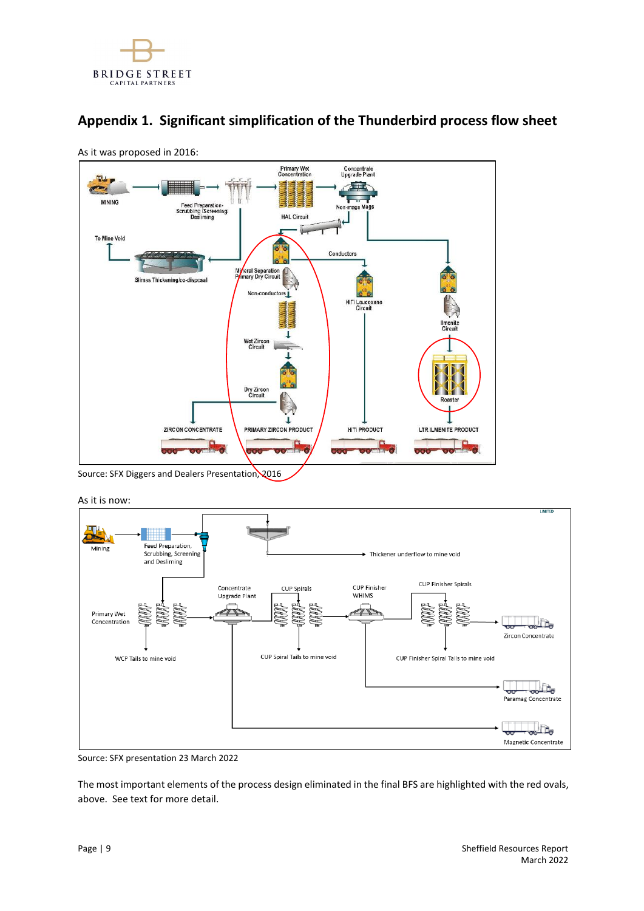## Appendix 1. Significant simplification of the Thunderbird process flow sheet

As it was proposed in 2016:

Source: SFX Diggers and Dealers Presentation, 2016

As it is now:

Source: SFX presentation 23 March 2022

The most important elements of the process design eliminated in the final BFS are highlighted with the red ovals, above. See text for more detail.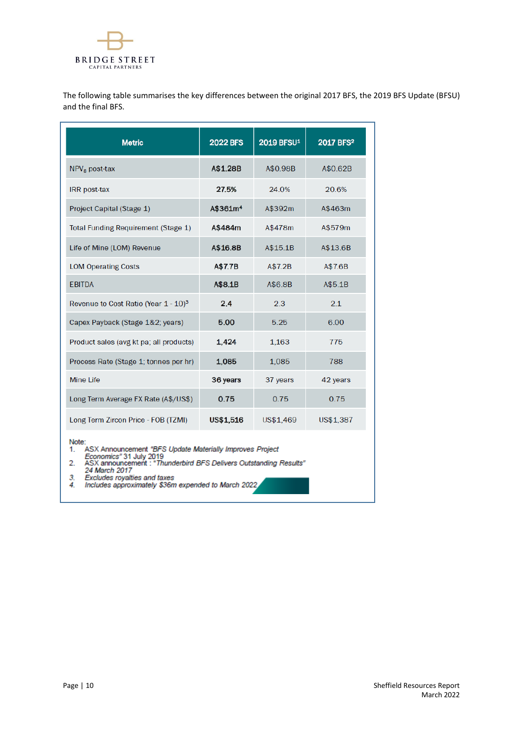The following table summarises the key differences between the original 2017 BFS, the 2019 BFS Update (BFSU) and the final BFS.

| Metric | 2022 BFS | 2019 BFSU[1] | 2017 BFS[2] |
|---|---|---|---|
| $NPV_8$ post-tax | **A$1.28B** | A$0.98B | A$0.62B |
| IRR post-tax | **27.5%** | 24.0% | 20.6% |
| Project Capital (Stage 1) | **A$361m[4]** | A$392m | A$463m |
| Total Funding Requirement (Stage 1) | **A$484m** | A$478m | A$579m |
| Life of Mine (LOM) Revenue | **A$16.8B** | A$15.1B | A$13.6B |
| LOM Operating Costs | **A$7.7B** | A$7.2B | A$7.6B |
| EBITDA | **A$8.1B** | A$6.8B | A$5.1B |
| Revenue to Cost Ratio (Year 1 - 10)[3] | **2.4** | 2.3 | 2.1 |
| Capex Payback (Stage 1&2; years) | **5.00** | 5.25 | 6.00 |
| Product sales (avg kt pa; all products) | **1,424** | 1,163 | 775 |
| Process Rate (Stage 1; tonnes per hr) | **1,085** | 1,085 | 788 |
| Mine Life | **36 years** | 37 years | 42 years |
| Long Term Average FX Rate (A$/US$) | **0.75** | 0.75 | 0.75 |
| Long Term Zircon Price - FOB (TZMI) | **US$1,516** | US$1,469 | US$1,387 |

Note:
1. ASX Announcement *"BFS Update Materially Improves Project Economics"* 31 July 2019
2. ASX announcement : *"Thunderbird BFS Delivers Outstanding Results" 24 March 2017*
3. *Excludes royalties and taxes*
4. *Includes approximately $36m expended to March 2022*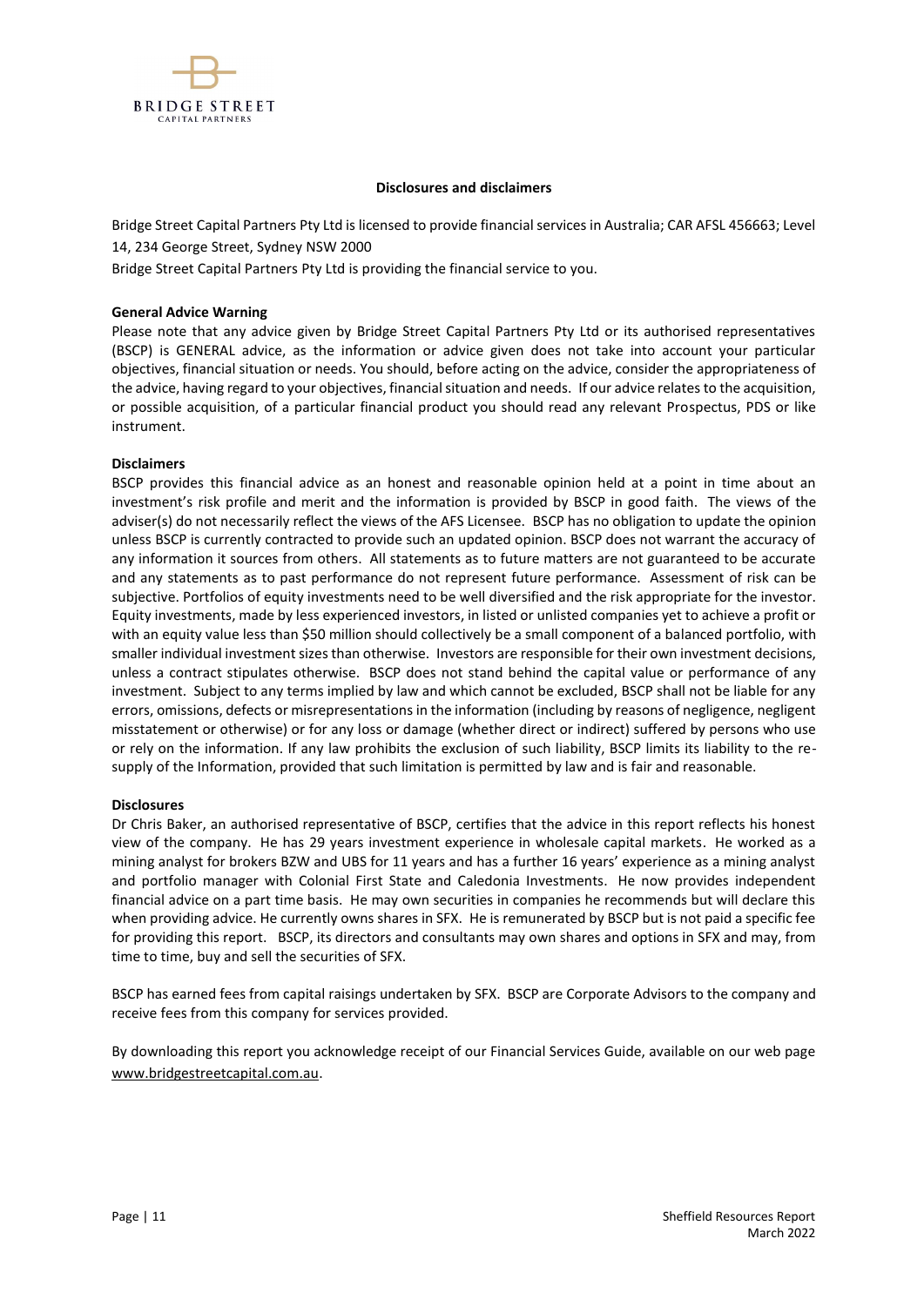## Disclosures and disclaimers

Bridge Street Capital Partners Pty Ltd is licensed to provide financial services in Australia; CAR AFSL 456663; Level 14, 234 George Street, Sydney NSW 2000

Bridge Street Capital Partners Pty Ltd is providing the financial service to you.

### General Advice Warning

Please note that any advice given by Bridge Street Capital Partners Pty Ltd or its authorised representatives (BSCP) is GENERAL advice, as the information or advice given does not take into account your particular objectives, financial situation or needs. You should, before acting on the advice, consider the appropriateness of the advice, having regard to your objectives, financial situation and needs. If our advice relates to the acquisition, or possible acquisition, of a particular financial product you should read any relevant Prospectus, PDS or like instrument.

### Disclaimers

BSCP provides this financial advice as an honest and reasonable opinion held at a point in time about an investment's risk profile and merit and the information is provided by BSCP in good faith. The views of the adviser(s) do not necessarily reflect the views of the AFS Licensee. BSCP has no obligation to update the opinion unless BSCP is currently contracted to provide such an updated opinion. BSCP does not warrant the accuracy of any information it sources from others. All statements as to future matters are not guaranteed to be accurate and any statements as to past performance do not represent future performance. Assessment of risk can be subjective. Portfolios of equity investments need to be well diversified and the risk appropriate for the investor. Equity investments, made by less experienced investors, in listed or unlisted companies yet to achieve a profit or with an equity value less than $50 million should collectively be a small component of a balanced portfolio, with smaller individual investment sizes than otherwise. Investors are responsible for their own investment decisions, unless a contract stipulates otherwise. BSCP does not stand behind the capital value or performance of any investment. Subject to any terms implied by law and which cannot be excluded, BSCP shall not be liable for any errors, omissions, defects or misrepresentations in the information (including by reasons of negligence, negligent misstatement or otherwise) or for any loss or damage (whether direct or indirect) suffered by persons who use or rely on the information. If any law prohibits the exclusion of such liability, BSCP limits its liability to the re-supply of the Information, provided that such limitation is permitted by law and is fair and reasonable.

### Disclosures

Dr Chris Baker, an authorised representative of BSCP, certifies that the advice in this report reflects his honest view of the company. He has 29 years investment experience in wholesale capital markets. He worked as a mining analyst for brokers BZW and UBS for 11 years and has a further 16 years' experience as a mining analyst and portfolio manager with Colonial First State and Caledonia Investments. He now provides independent financial advice on a part time basis. He may own securities in companies he recommends but will declare this when providing advice. He currently owns shares in SFX. He is remunerated by BSCP but is not paid a specific fee for providing this report. BSCP, its directors and consultants may own shares and options in SFX and may, from time to time, buy and sell the securities of SFX.

BSCP has earned fees from capital raisings undertaken by SFX. BSCP are Corporate Advisors to the company and receive fees from this company for services provided.

By downloading this report you acknowledge receipt of our Financial Services Guide, available on our web page www.bridgestreetcapital.com.au.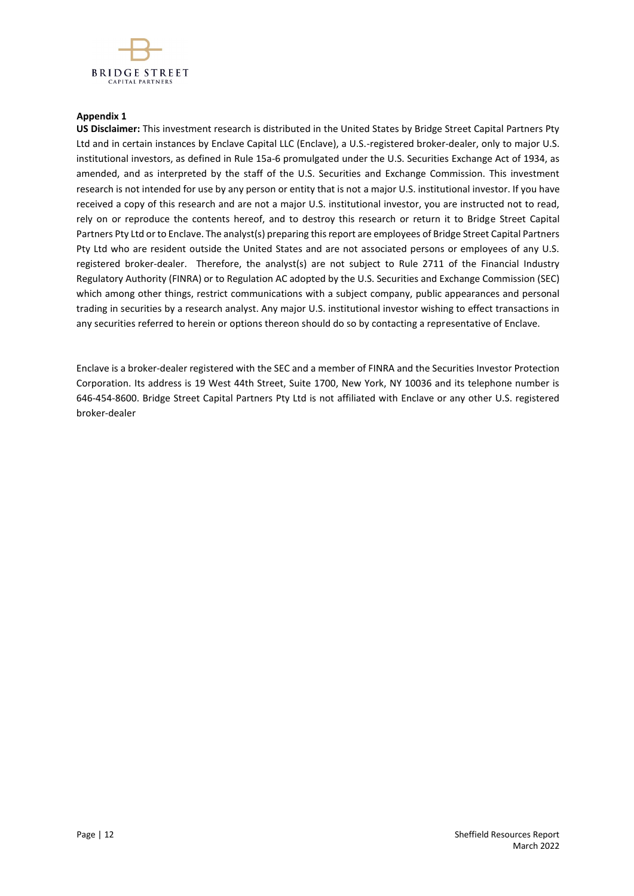**Appendix 1**

**US Disclaimer:** This investment research is distributed in the United States by Bridge Street Capital Partners Pty Ltd and in certain instances by Enclave Capital LLC (Enclave), a U.S.-registered broker-dealer, only to major U.S. institutional investors, as defined in Rule 15a-6 promulgated under the U.S. Securities Exchange Act of 1934, as amended, and as interpreted by the staff of the U.S. Securities and Exchange Commission. This investment research is not intended for use by any person or entity that is not a major U.S. institutional investor. If you have received a copy of this research and are not a major U.S. institutional investor, you are instructed not to read, rely on or reproduce the contents hereof, and to destroy this research or return it to Bridge Street Capital Partners Pty Ltd or to Enclave. The analyst(s) preparing this report are employees of Bridge Street Capital Partners Pty Ltd who are resident outside the United States and are not associated persons or employees of any U.S. registered broker-dealer. Therefore, the analyst(s) are not subject to Rule 2711 of the Financial Industry Regulatory Authority (FINRA) or to Regulation AC adopted by the U.S. Securities and Exchange Commission (SEC) which among other things, restrict communications with a subject company, public appearances and personal trading in securities by a research analyst. Any major U.S. institutional investor wishing to effect transactions in any securities referred to herein or options thereon should do so by contacting a representative of Enclave.

Enclave is a broker-dealer registered with the SEC and a member of FINRA and the Securities Investor Protection Corporation. Its address is 19 West 44th Street, Suite 1700, New York, NY 10036 and its telephone number is 646-454-8600. Bridge Street Capital Partners Pty Ltd is not affiliated with Enclave or any other U.S. registered broker-dealer